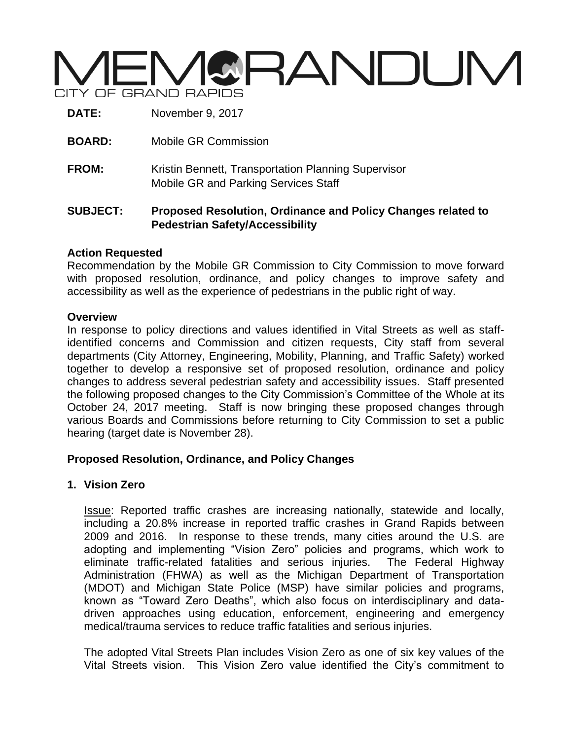# MEMORANDUM

CITY OF GRAND RAPIDS

**DATE:** November 9, 2017

**BOARD:** Mobile GR Commission

**FROM:** Kristin Bennett, Transportation Planning Supervisor
Mobile GR and Parking Services Staff

**SUBJECT:** **Proposed Resolution, Ordinance and Policy Changes related to Pedestrian Safety/Accessibility**

## Action Requested

Recommendation by the Mobile GR Commission to City Commission to move forward with proposed resolution, ordinance, and policy changes to improve safety and accessibility as well as the experience of pedestrians in the public right of way.

## Overview

In response to policy directions and values identified in Vital Streets as well as staff-identified concerns and Commission and citizen requests, City staff from several departments (City Attorney, Engineering, Mobility, Planning, and Traffic Safety) worked together to develop a responsive set of proposed resolution, ordinance and policy changes to address several pedestrian safety and accessibility issues. Staff presented the following proposed changes to the City Commission's Committee of the Whole at its October 24, 2017 meeting. Staff is now bringing these proposed changes through various Boards and Commissions before returning to City Commission to set a public hearing (target date is November 28).

## Proposed Resolution, Ordinance, and Policy Changes

### 1. Vision Zero

Issue: Reported traffic crashes are increasing nationally, statewide and locally, including a 20.8% increase in reported traffic crashes in Grand Rapids between 2009 and 2016. In response to these trends, many cities around the U.S. are adopting and implementing "Vision Zero" policies and programs, which work to eliminate traffic-related fatalities and serious injuries. The Federal Highway Administration (FHWA) as well as the Michigan Department of Transportation (MDOT) and Michigan State Police (MSP) have similar policies and programs, known as "Toward Zero Deaths", which also focus on interdisciplinary and data-driven approaches using education, enforcement, engineering and emergency medical/trauma services to reduce traffic fatalities and serious injuries.

The adopted Vital Streets Plan includes Vision Zero as one of six key values of the Vital Streets vision. This Vision Zero value identified the City's commitment to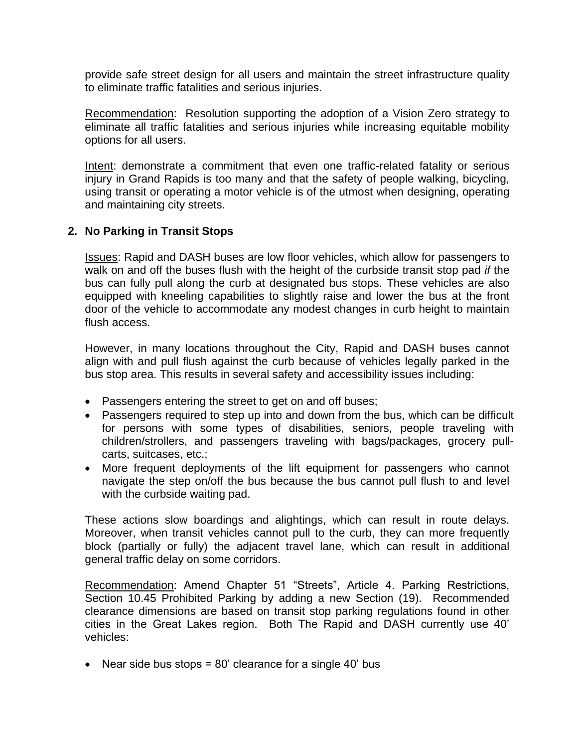provide safe street design for all users and maintain the street infrastructure quality to eliminate traffic fatalities and serious injuries.

Recommendation: Resolution supporting the adoption of a Vision Zero strategy to eliminate all traffic fatalities and serious injuries while increasing equitable mobility options for all users.

Intent: demonstrate a commitment that even one traffic-related fatality or serious injury in Grand Rapids is too many and that the safety of people walking, bicycling, using transit or operating a motor vehicle is of the utmost when designing, operating and maintaining city streets.

**2. No Parking in Transit Stops**

Issues: Rapid and DASH buses are low floor vehicles, which allow for passengers to walk on and off the buses flush with the height of the curbside transit stop pad *if* the bus can fully pull along the curb at designated bus stops. These vehicles are also equipped with kneeling capabilities to slightly raise and lower the bus at the front door of the vehicle to accommodate any modest changes in curb height to maintain flush access.

However, in many locations throughout the City, Rapid and DASH buses cannot align with and pull flush against the curb because of vehicles legally parked in the bus stop area. This results in several safety and accessibility issues including:

- Passengers entering the street to get on and off buses;
- Passengers required to step up into and down from the bus, which can be difficult for persons with some types of disabilities, seniors, people traveling with children/strollers, and passengers traveling with bags/packages, grocery pull-carts, suitcases, etc.;
- More frequent deployments of the lift equipment for passengers who cannot navigate the step on/off the bus because the bus cannot pull flush to and level with the curbside waiting pad.

These actions slow boardings and alightings, which can result in route delays. Moreover, when transit vehicles cannot pull to the curb, they can more frequently block (partially or fully) the adjacent travel lane, which can result in additional general traffic delay on some corridors.

Recommendation: Amend Chapter 51 "Streets", Article 4. Parking Restrictions, Section 10.45 Prohibited Parking by adding a new Section (19). Recommended clearance dimensions are based on transit stop parking regulations found in other cities in the Great Lakes region. Both The Rapid and DASH currently use 40' vehicles:

- Near side bus stops = 80' clearance for a single 40' bus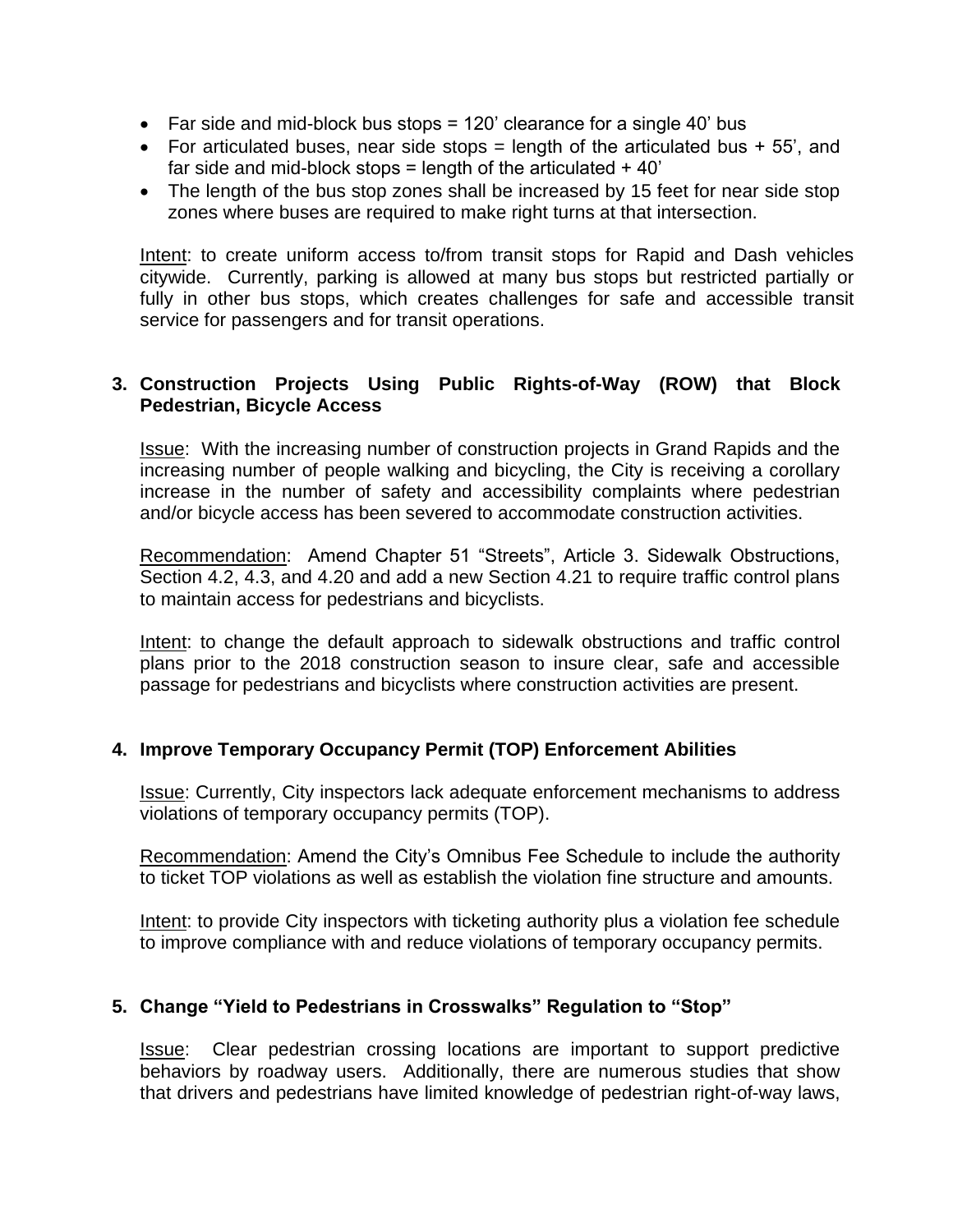- Far side and mid-block bus stops = 120' clearance for a single 40' bus
- For articulated buses, near side stops = length of the articulated bus + 55', and far side and mid-block stops = length of the articulated + 40'
- The length of the bus stop zones shall be increased by 15 feet for near side stop zones where buses are required to make right turns at that intersection.

Intent: to create uniform access to/from transit stops for Rapid and Dash vehicles citywide. Currently, parking is allowed at many bus stops but restricted partially or fully in other bus stops, which creates challenges for safe and accessible transit service for passengers and for transit operations.

### 3. Construction Projects Using Public Rights-of-Way (ROW) that Block Pedestrian, Bicycle Access

Issue: With the increasing number of construction projects in Grand Rapids and the increasing number of people walking and bicycling, the City is receiving a corollary increase in the number of safety and accessibility complaints where pedestrian and/or bicycle access has been severed to accommodate construction activities.

Recommendation: Amend Chapter 51 "Streets", Article 3. Sidewalk Obstructions, Section 4.2, 4.3, and 4.20 and add a new Section 4.21 to require traffic control plans to maintain access for pedestrians and bicyclists.

Intent: to change the default approach to sidewalk obstructions and traffic control plans prior to the 2018 construction season to insure clear, safe and accessible passage for pedestrians and bicyclists where construction activities are present.

### 4. Improve Temporary Occupancy Permit (TOP) Enforcement Abilities

Issue: Currently, City inspectors lack adequate enforcement mechanisms to address violations of temporary occupancy permits (TOP).

Recommendation: Amend the City's Omnibus Fee Schedule to include the authority to ticket TOP violations as well as establish the violation fine structure and amounts.

Intent: to provide City inspectors with ticketing authority plus a violation fee schedule to improve compliance with and reduce violations of temporary occupancy permits.

### 5. Change "Yield to Pedestrians in Crosswalks" Regulation to "Stop"

Issue: Clear pedestrian crossing locations are important to support predictive behaviors by roadway users. Additionally, there are numerous studies that show that drivers and pedestrians have limited knowledge of pedestrian right-of-way laws,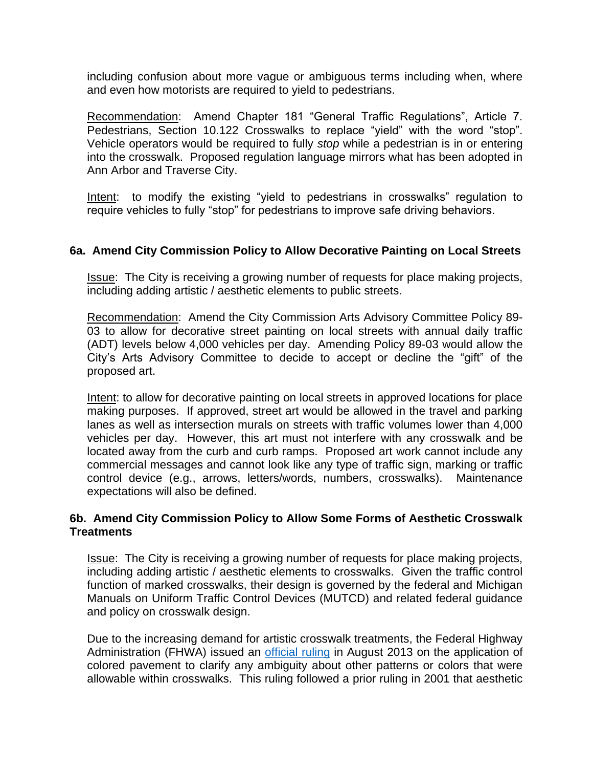including confusion about more vague or ambiguous terms including when, where and even how motorists are required to yield to pedestrians.

<u>Recommendation</u>: Amend Chapter 181 "General Traffic Regulations", Article 7. Pedestrians, Section 10.122 Crosswalks to replace "yield" with the word "stop". Vehicle operators would be required to fully *stop* while a pedestrian is in or entering into the crosswalk. Proposed regulation language mirrors what has been adopted in Ann Arbor and Traverse City.

<u>Intent</u>: to modify the existing "yield to pedestrians in crosswalks" regulation to require vehicles to fully "stop" for pedestrians to improve safe driving behaviors.

### 6a. Amend City Commission Policy to Allow Decorative Painting on Local Streets

<u>Issue</u>: The City is receiving a growing number of requests for place making projects, including adding artistic / aesthetic elements to public streets.

<u>Recommendation</u>: Amend the City Commission Arts Advisory Committee Policy 89-03 to allow for decorative street painting on local streets with annual daily traffic (ADT) levels below 4,000 vehicles per day. Amending Policy 89-03 would allow the City's Arts Advisory Committee to decide to accept or decline the "gift" of the proposed art.

<u>Intent</u>: to allow for decorative painting on local streets in approved locations for place making purposes. If approved, street art would be allowed in the travel and parking lanes as well as intersection murals on streets with traffic volumes lower than 4,000 vehicles per day. However, this art must not interfere with any crosswalk and be located away from the curb and curb ramps. Proposed art work cannot include any commercial messages and cannot look like any type of traffic sign, marking or traffic control device (e.g., arrows, letters/words, numbers, crosswalks). Maintenance expectations will also be defined.

### 6b. Amend City Commission Policy to Allow Some Forms of Aesthetic Crosswalk Treatments

<u>Issue</u>: The City is receiving a growing number of requests for place making projects, including adding artistic / aesthetic elements to crosswalks. Given the traffic control function of marked crosswalks, their design is governed by the federal and Michigan Manuals on Uniform Traffic Control Devices (MUTCD) and related federal guidance and policy on crosswalk design.

Due to the increasing demand for artistic crosswalk treatments, the Federal Highway Administration (FHWA) issued an official ruling in August 2013 on the application of colored pavement to clarify any ambiguity about other patterns or colors that were allowable within crosswalks. This ruling followed a prior ruling in 2001 that aesthetic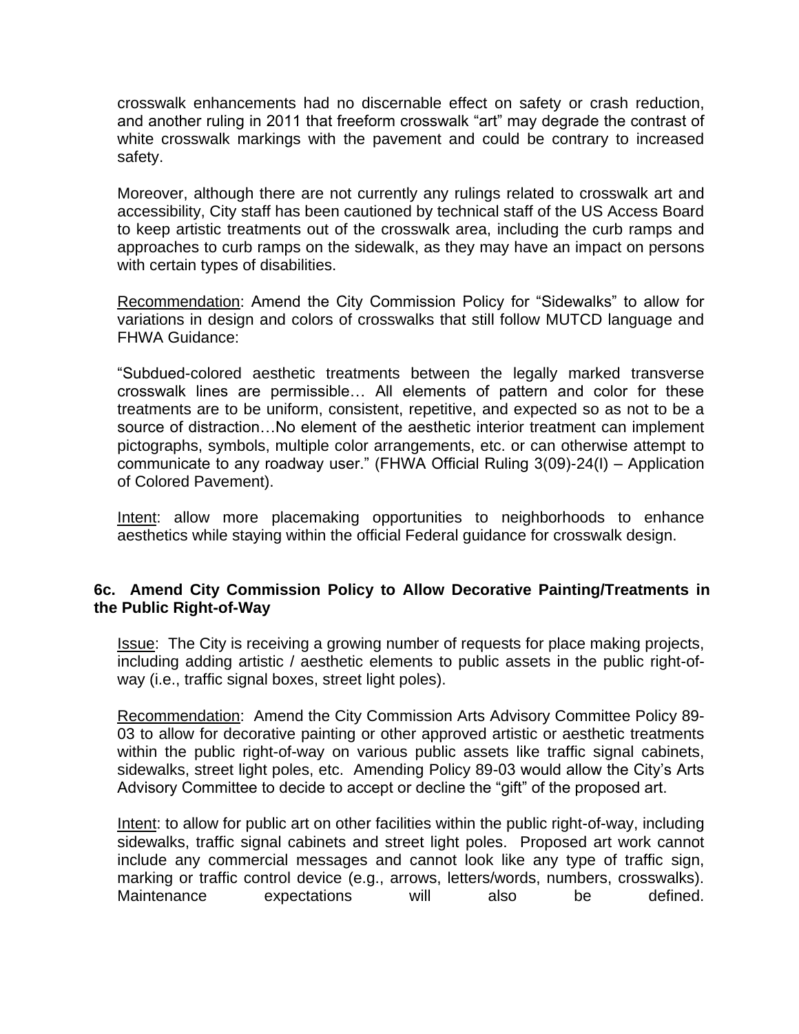crosswalk enhancements had no discernable effect on safety or crash reduction, and another ruling in 2011 that freeform crosswalk "art" may degrade the contrast of white crosswalk markings with the pavement and could be contrary to increased safety.

Moreover, although there are not currently any rulings related to crosswalk art and accessibility, City staff has been cautioned by technical staff of the US Access Board to keep artistic treatments out of the crosswalk area, including the curb ramps and approaches to curb ramps on the sidewalk, as they may have an impact on persons with certain types of disabilities.

Recommendation: Amend the City Commission Policy for "Sidewalks" to allow for variations in design and colors of crosswalks that still follow MUTCD language and FHWA Guidance:

"Subdued-colored aesthetic treatments between the legally marked transverse crosswalk lines are permissible… All elements of pattern and color for these treatments are to be uniform, consistent, repetitive, and expected so as not to be a source of distraction…No element of the aesthetic interior treatment can implement pictographs, symbols, multiple color arrangements, etc. or can otherwise attempt to communicate to any roadway user." (FHWA Official Ruling 3(09)-24(I) – Application of Colored Pavement).

Intent: allow more placemaking opportunities to neighborhoods to enhance aesthetics while staying within the official Federal guidance for crosswalk design.

### 6c. Amend City Commission Policy to Allow Decorative Painting/Treatments in the Public Right-of-Way

Issue: The City is receiving a growing number of requests for place making projects, including adding artistic / aesthetic elements to public assets in the public right-of-way (i.e., traffic signal boxes, street light poles).

Recommendation: Amend the City Commission Arts Advisory Committee Policy 89-03 to allow for decorative painting or other approved artistic or aesthetic treatments within the public right-of-way on various public assets like traffic signal cabinets, sidewalks, street light poles, etc. Amending Policy 89-03 would allow the City's Arts Advisory Committee to decide to accept or decline the "gift" of the proposed art.

Intent: to allow for public art on other facilities within the public right-of-way, including sidewalks, traffic signal cabinets and street light poles. Proposed art work cannot include any commercial messages and cannot look like any type of traffic sign, marking or traffic control device (e.g., arrows, letters/words, numbers, crosswalks). Maintenance expectations will also be defined.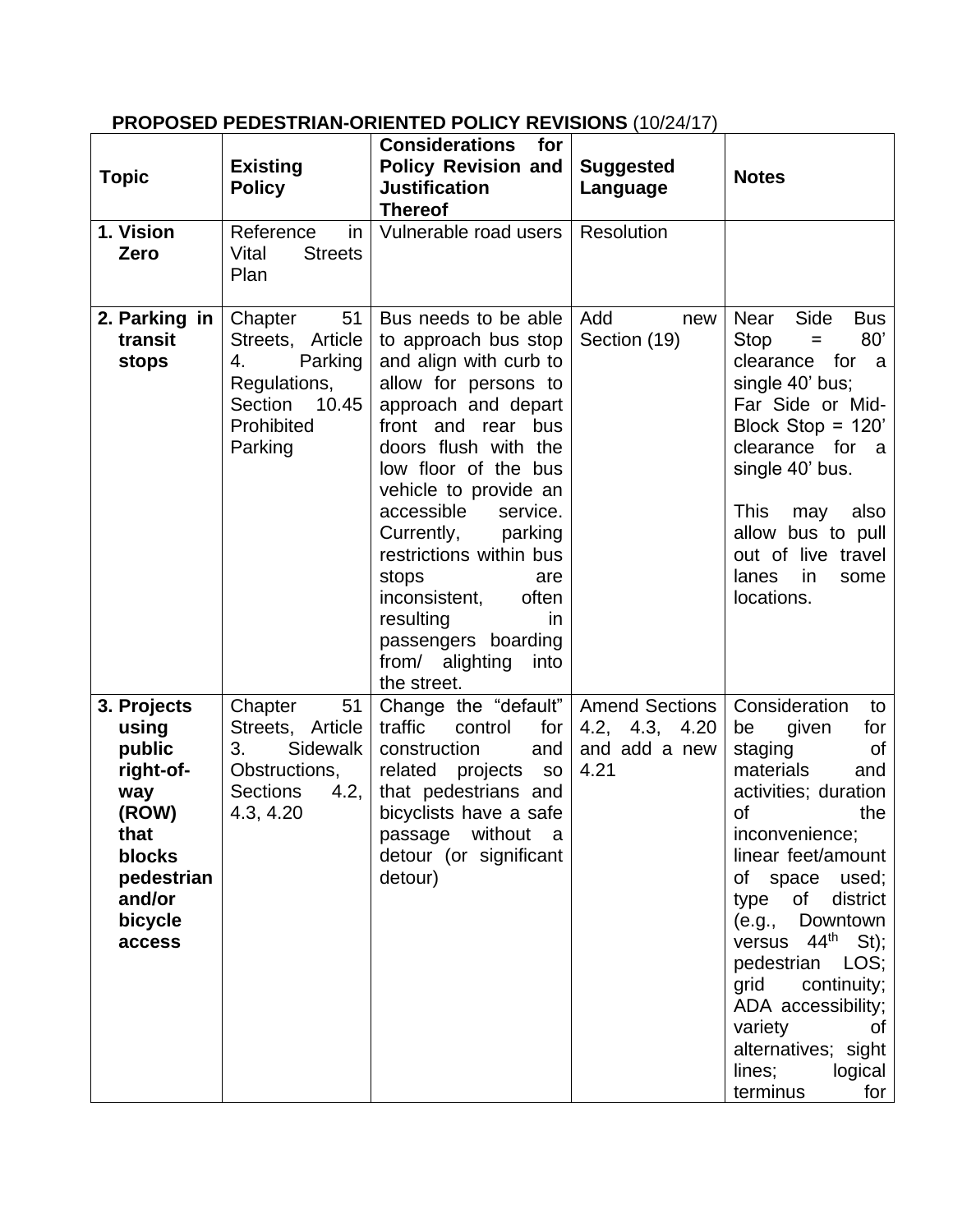**PROPOSED PEDESTRIAN-ORIENTED POLICY REVISIONS** (10/24/17)

| Topic | Existing Policy | Considerations for Policy Revision and Justification Thereof | Suggested Language | Notes |
|---|---|---|---|---|
| **1. Vision Zero** | Reference in Vital Streets Plan | Vulnerable road users | Resolution | |
| **2. Parking in transit stops** | Chapter 51 Streets, Article 4. Parking Regulations, Section 10.45 Prohibited Parking | Bus needs to be able to approach bus stop and align with curb to allow for persons to approach and depart front and rear bus doors flush with the low floor of the bus vehicle to provide an accessible service. Currently, parking restrictions within bus stops are inconsistent, often resulting in passengers boarding from/ alighting into the street. | Add new Section (19) | Near Side Bus Stop = 80' clearance for a single 40' bus; Far Side or Mid-Block Stop = 120' clearance for a single 40' bus. This may also allow bus to pull out of live travel lanes in some locations. |
| **3. Projects using public right-of-way (ROW) that blocks pedestrian and/or bicycle access** | Chapter 51 Streets, Article 3. Sidewalk Obstructions, Sections 4.2, 4.3, 4.20 | Change the "default" traffic control for construction and related projects so that pedestrians and bicyclists have a safe passage without a detour (or significant detour) | Amend Sections 4.2, 4.3, 4.20 and add a new 4.21 | Consideration to be given for staging of materials and activities; duration of the inconvenience; linear feet/amount of space used; type of district (e.g., Downtown versus 44th St); pedestrian LOS; grid continuity; ADA accessibility; variety of alternatives; sight lines; logical terminus for |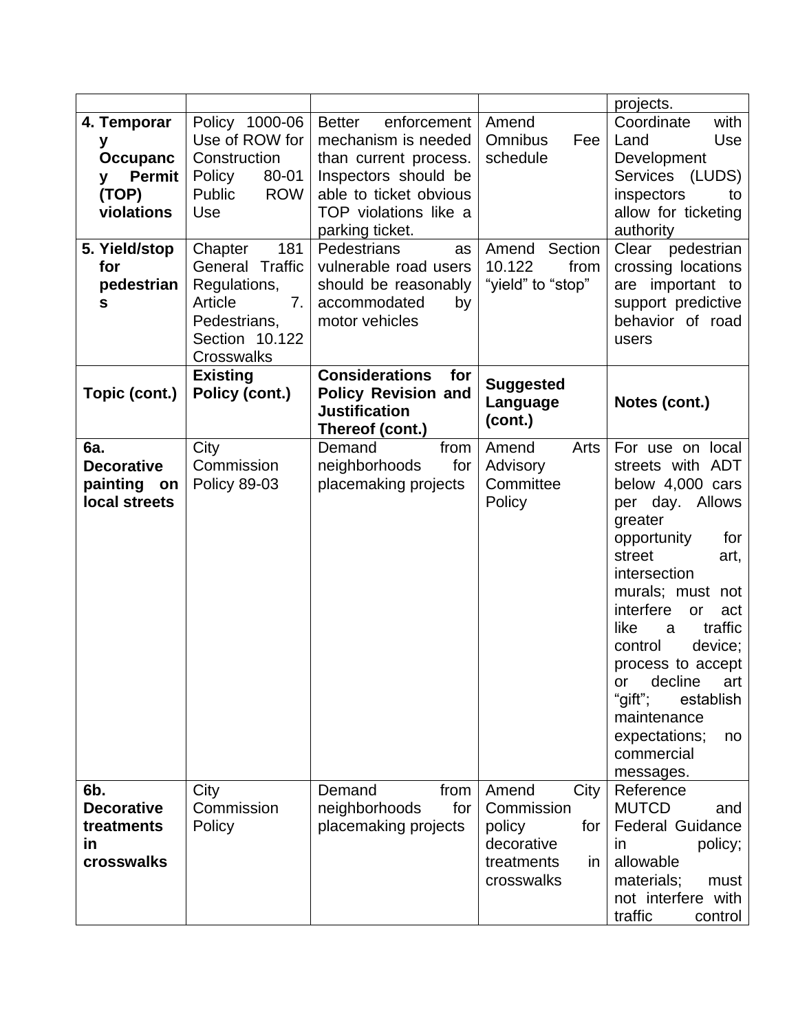| | | | | projects. |
|---|---|---|---|---|
| **4. Temporary Occupancy Permit (TOP) violations** | Policy 1000-06 Use of ROW for Construction Policy 80-01 Public ROW Use | Better enforcement mechanism is needed than current process. Inspectors should be able to ticket obvious TOP violations like a parking ticket. | Amend Omnibus Fee schedule | Coordinate with Land Use Development Services (LUDS) inspectors to allow for ticketing authority |
| **5. Yield/stop for pedestrians** | Chapter 181 General Traffic Regulations, Article 7. Pedestrians, Section 10.122 Crosswalks | Pedestrians as vulnerable road users should be reasonably accommodated by motor vehicles | Amend Section 10.122 from “yield” to “stop” | Clear pedestrian crossing locations are important to support predictive behavior of road users |
| **Topic (cont.)** | **Existing Policy (cont.)** | **Considerations for Policy Revision and Justification Thereof (cont.)** | **Suggested Language (cont.)** | **Notes (cont.)** |
| **6a. Decorative painting on local streets** | City Commission Policy 89-03 | Demand from neighborhoods for placemaking projects | Amend Arts Advisory Committee Policy | For use on local streets with ADT below 4,000 cars per day. Allows greater opportunity for street art, intersection murals; must not interfere or act like a traffic control device; process to accept or decline art “gift”; establish maintenance expectations; no commercial messages. |
| **6b. Decorative treatments in crosswalks** | City Commission Policy | Demand from neighborhoods for placemaking projects | Amend City Commission policy for decorative treatments in crosswalks | Reference MUTCD and Federal Guidance in policy; allowable materials; must not interfere with traffic control |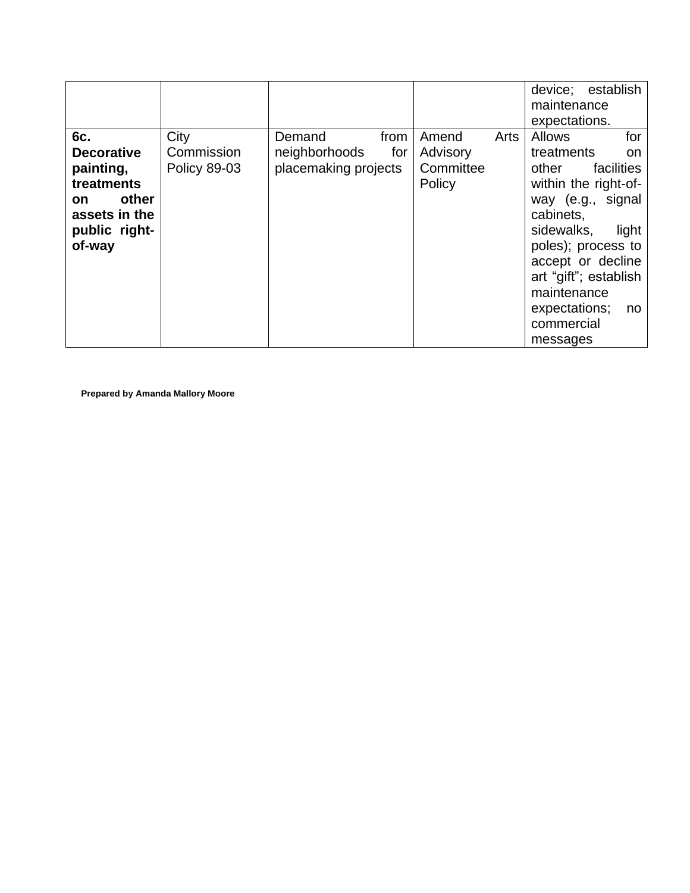| | | | | |
|---|---|---|---|---|
| | | | | device; establish maintenance expectations. |
| **6c. Decorative painting, treatments on other assets in the public right-of-way** | City Commission Policy 89-03 | Demand from neighborhoods for placemaking projects | Amend Arts Advisory Committee Policy | Allows for treatments on other facilities within the right-of-way (e.g., signal cabinets, sidewalks, light poles); process to accept or decline art “gift”; establish maintenance expectations; no commercial messages |

**Prepared by Amanda Mallory Moore**